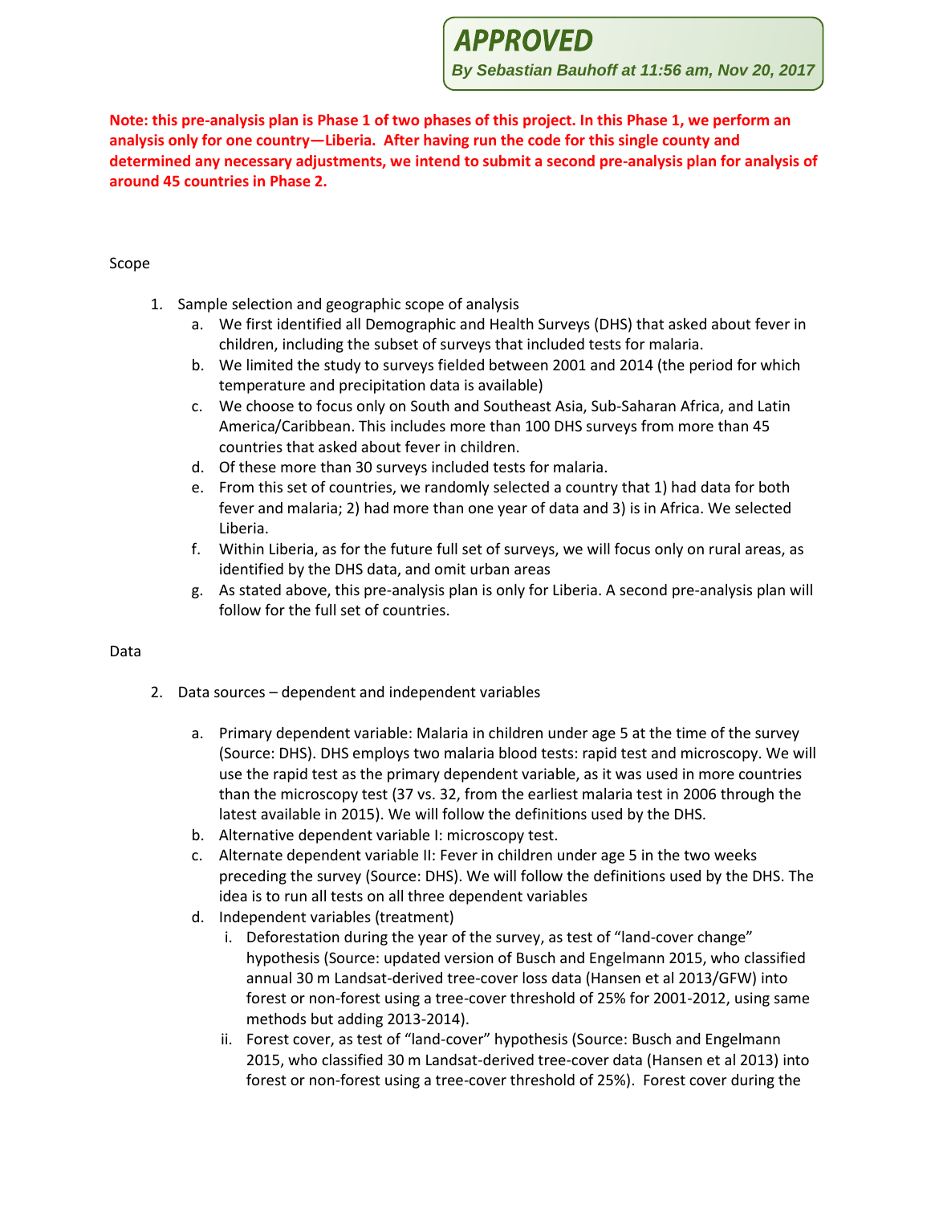**APPROVED**

***By Sebastian Bauhoff at 11:56 am, Nov 20, 2017***

**Note: this pre-analysis plan is Phase 1 of two phases of this project. In this Phase 1, we perform an analysis only for one country—Liberia. After having run the code for this single county and determined any necessary adjustments, we intend to submit a second pre-analysis plan for analysis of around 45 countries in Phase 2.**

Scope

1. Sample selection and geographic scope of analysis
   a. We first identified all Demographic and Health Surveys (DHS) that asked about fever in children, including the subset of surveys that included tests for malaria.
   b. We limited the study to surveys fielded between 2001 and 2014 (the period for which temperature and precipitation data is available)
   c. We choose to focus only on South and Southeast Asia, Sub-Saharan Africa, and Latin America/Caribbean. This includes more than 100 DHS surveys from more than 45 countries that asked about fever in children.
   d. Of these more than 30 surveys included tests for malaria.
   e. From this set of countries, we randomly selected a country that 1) had data for both fever and malaria; 2) had more than one year of data and 3) is in Africa. We selected Liberia.
   f. Within Liberia, as for the future full set of surveys, we will focus only on rural areas, as identified by the DHS data, and omit urban areas
   g. As stated above, this pre-analysis plan is only for Liberia. A second pre-analysis plan will follow for the full set of countries.

Data

2. Data sources – dependent and independent variables
   a. Primary dependent variable: Malaria in children under age 5 at the time of the survey (Source: DHS). DHS employs two malaria blood tests: rapid test and microscopy. We will use the rapid test as the primary dependent variable, as it was used in more countries than the microscopy test (37 vs. 32, from the earliest malaria test in 2006 through the latest available in 2015). We will follow the definitions used by the DHS.
   b. Alternative dependent variable I: microscopy test.
   c. Alternate dependent variable II: Fever in children under age 5 in the two weeks preceding the survey (Source: DHS). We will follow the definitions used by the DHS. The idea is to run all tests on all three dependent variables
   d. Independent variables (treatment)
      i. Deforestation during the year of the survey, as test of "land-cover change" hypothesis (Source: updated version of Busch and Engelmann 2015, who classified annual 30 m Landsat-derived tree-cover loss data (Hansen et al 2013/GFW) into forest or non-forest using a tree-cover threshold of 25% for 2001-2012, using same methods but adding 2013-2014).
      ii. Forest cover, as test of "land-cover" hypothesis (Source: Busch and Engelmann 2015, who classified 30 m Landsat-derived tree-cover data (Hansen et al 2013) into forest or non-forest using a tree-cover threshold of 25%). Forest cover during the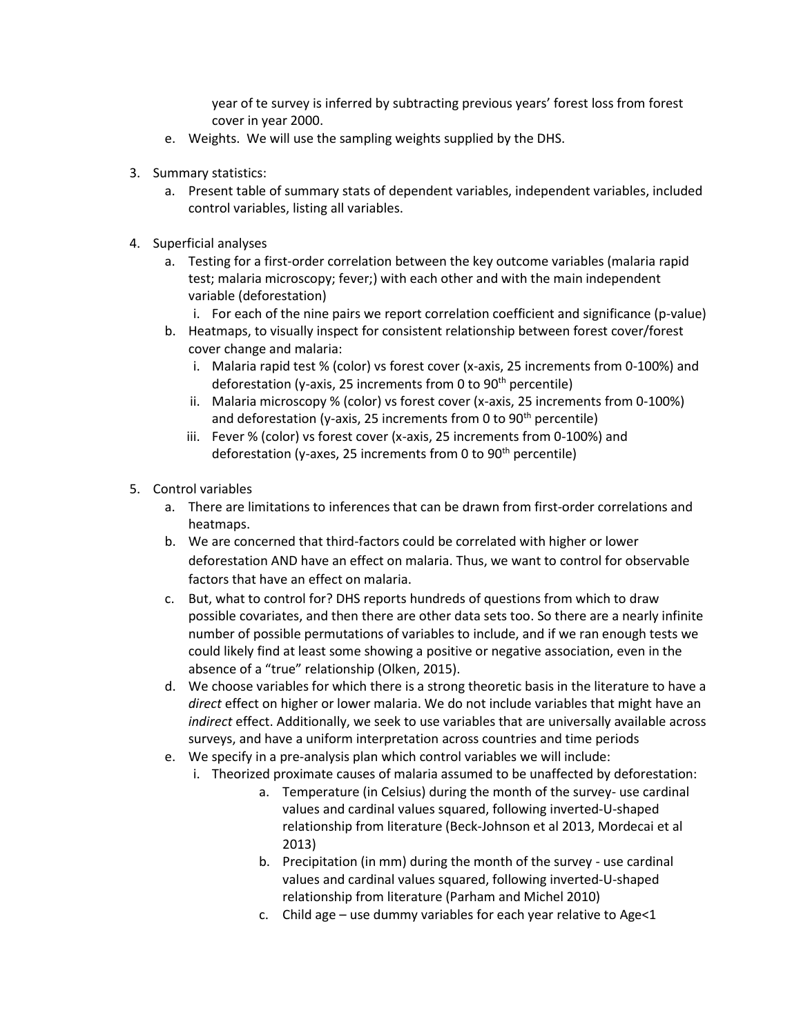year of te survey is inferred by subtracting previous years' forest loss from forest cover in year 2000.

e. Weights. We will use the sampling weights supplied by the DHS.

3. Summary statistics:
   a. Present table of summary stats of dependent variables, independent variables, included control variables, listing all variables.

4. Superficial analyses
   a. Testing for a first-order correlation between the key outcome variables (malaria rapid test; malaria microscopy; fever;) with each other and with the main independent variable (deforestation)
      i. For each of the nine pairs we report correlation coefficient and significance (p-value)
   b. Heatmaps, to visually inspect for consistent relationship between forest cover/forest cover change and malaria:
      i. Malaria rapid test % (color) vs forest cover (x-axis, 25 increments from 0-100%) and deforestation (y-axis, 25 increments from 0 to 90$^{th}$ percentile)
      ii. Malaria microscopy % (color) vs forest cover (x-axis, 25 increments from 0-100%) and deforestation (y-axis, 25 increments from 0 to 90$^{th}$ percentile)
      iii. Fever % (color) vs forest cover (x-axis, 25 increments from 0-100%) and deforestation (y-axes, 25 increments from 0 to 90$^{th}$ percentile)

5. Control variables
   a. There are limitations to inferences that can be drawn from first-order correlations and heatmaps.
   b. We are concerned that third-factors could be correlated with higher or lower deforestation AND have an effect on malaria. Thus, we want to control for observable factors that have an effect on malaria.
   c. But, what to control for? DHS reports hundreds of questions from which to draw possible covariates, and then there are other data sets too. So there are a nearly infinite number of possible permutations of variables to include, and if we ran enough tests we could likely find at least some showing a positive or negative association, even in the absence of a "true" relationship (Olken, 2015).
   d. We choose variables for which there is a strong theoretic basis in the literature to have a *direct* effect on higher or lower malaria. We do not include variables that might have an *indirect* effect. Additionally, we seek to use variables that are universally available across surveys, and have a uniform interpretation across countries and time periods
   e. We specify in a pre-analysis plan which control variables we will include:
      i. Theorized proximate causes of malaria assumed to be unaffected by deforestation:
         a. Temperature (in Celsius) during the month of the survey- use cardinal values and cardinal values squared, following inverted-U-shaped relationship from literature (Beck-Johnson et al 2013, Mordecai et al 2013)
         b. Precipitation (in mm) during the month of the survey - use cardinal values and cardinal values squared, following inverted-U-shaped relationship from literature (Parham and Michel 2010)
         c. Child age – use dummy variables for each year relative to Age<1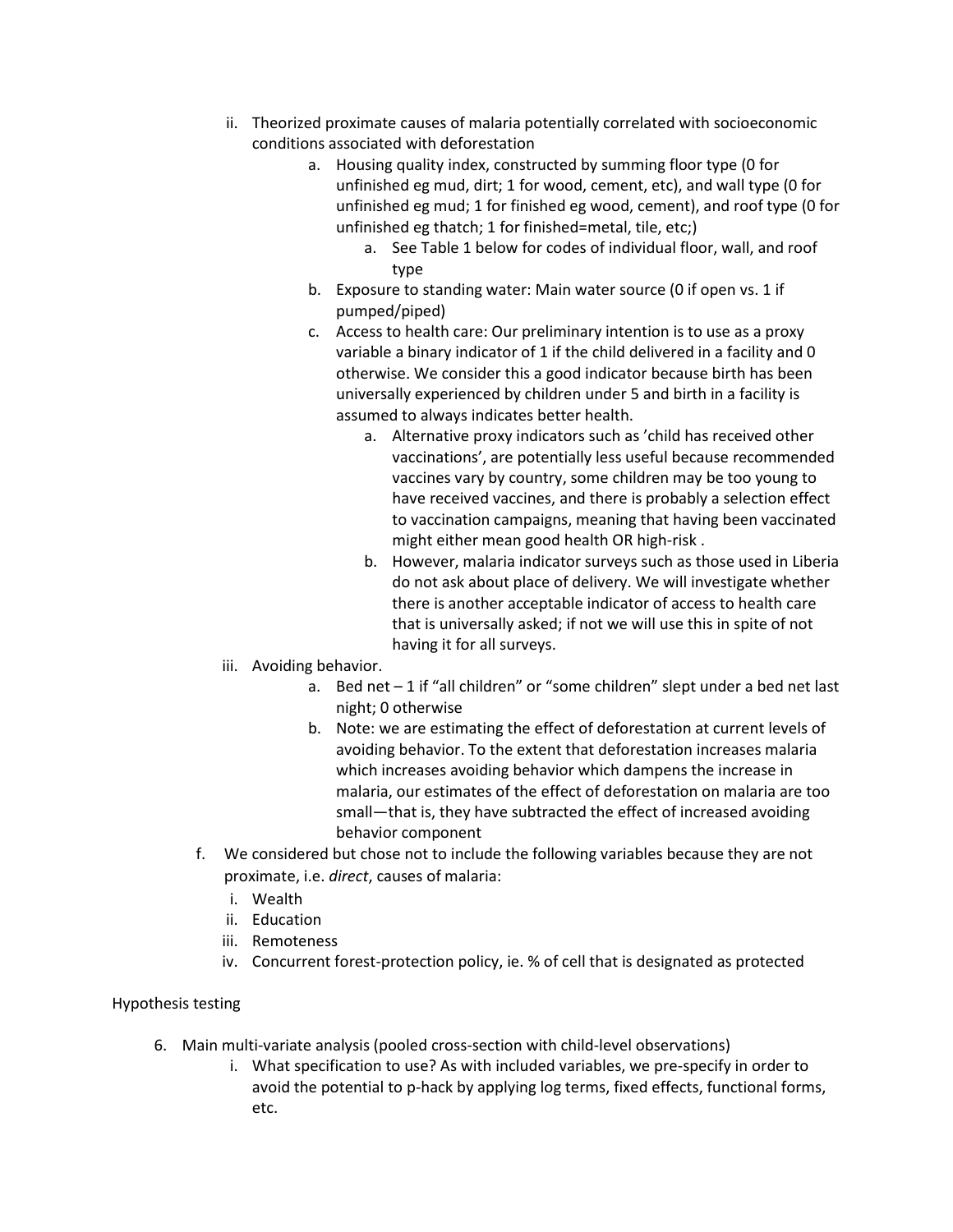ii. Theorized proximate causes of malaria potentially correlated with socioeconomic conditions associated with deforestation
      a. Housing quality index, constructed by summing floor type (0 for unfinished eg mud, dirt; 1 for wood, cement, etc), and wall type (0 for unfinished eg mud; 1 for finished eg wood, cement), and roof type (0 for unfinished eg thatch; 1 for finished=metal, tile, etc;)
         a. See Table 1 below for codes of individual floor, wall, and roof type
      b. Exposure to standing water: Main water source (0 if open vs. 1 if pumped/piped)
      c. Access to health care: Our preliminary intention is to use as a proxy variable a binary indicator of 1 if the child delivered in a facility and 0 otherwise. We consider this a good indicator because birth has been universally experienced by children under 5 and birth in a facility is assumed to always indicates better health.
         a. Alternative proxy indicators such as 'child has received other vaccinations', are potentially less useful because recommended vaccines vary by country, some children may be too young to have received vaccines, and there is probably a selection effect to vaccination campaigns, meaning that having been vaccinated might either mean good health OR high-risk .
         b. However, malaria indicator surveys such as those used in Liberia do not ask about place of delivery. We will investigate whether there is another acceptable indicator of access to health care that is universally asked; if not we will use this in spite of not having it for all surveys.

   iii. Avoiding behavior.
      a. Bed net – 1 if "all children" or "some children" slept under a bed net last night; 0 otherwise
      b. Note: we are estimating the effect of deforestation at current levels of avoiding behavior. To the extent that deforestation increases malaria which increases avoiding behavior which dampens the increase in malaria, our estimates of the effect of deforestation on malaria are too small—that is, they have subtracted the effect of increased avoiding behavior component

f. We considered but chose not to include the following variables because they are not proximate, i.e. *direct*, causes of malaria:
   i. Wealth
   ii. Education
   iii. Remoteness
   iv. Concurrent forest-protection policy, ie. % of cell that is designated as protected

Hypothesis testing

6. Main multi-variate analysis (pooled cross-section with child-level observations)
   i. What specification to use? As with included variables, we pre-specify in order to avoid the potential to p-hack by applying log terms, fixed effects, functional forms, etc.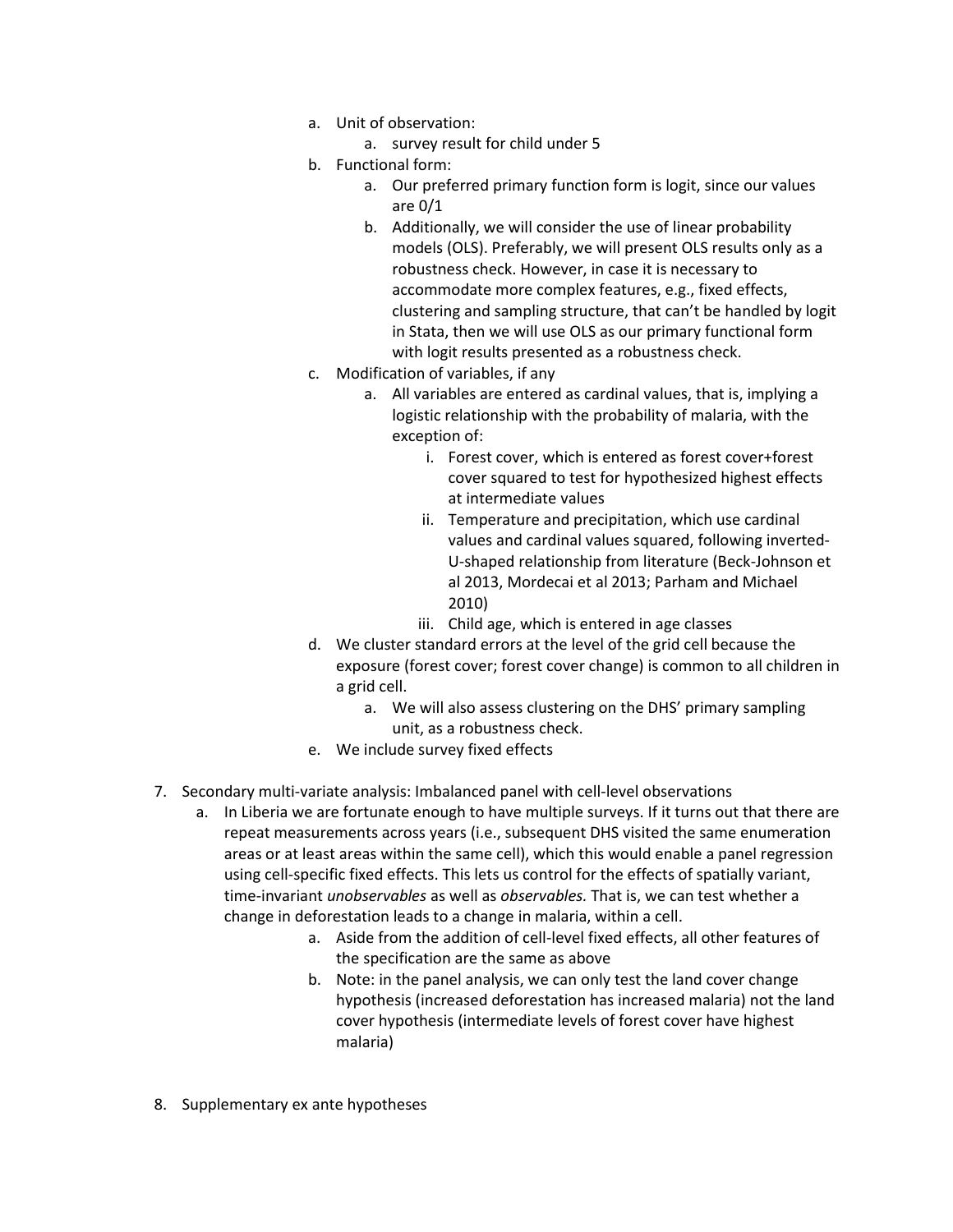- a. Unit of observation:
    - a. survey result for child under 5
- b. Functional form:
    - a. Our preferred primary function form is logit, since our values are 0/1
    - b. Additionally, we will consider the use of linear probability models (OLS). Preferably, we will present OLS results only as a robustness check. However, in case it is necessary to accommodate more complex features, e.g., fixed effects, clustering and sampling structure, that can't be handled by logit in Stata, then we will use OLS as our primary functional form with logit results presented as a robustness check.
- c. Modification of variables, if any
    - a. All variables are entered as cardinal values, that is, implying a logistic relationship with the probability of malaria, with the exception of:
        - i. Forest cover, which is entered as forest cover+forest cover squared to test for hypothesized highest effects at intermediate values
        - ii. Temperature and precipitation, which use cardinal values and cardinal values squared, following inverted-U-shaped relationship from literature (Beck-Johnson et al 2013, Mordecai et al 2013; Parham and Michael 2010)
        - iii. Child age, which is entered in age classes
- d. We cluster standard errors at the level of the grid cell because the exposure (forest cover; forest cover change) is common to all children in a grid cell.
    - a. We will also assess clustering on the DHS' primary sampling unit, as a robustness check.
- e. We include survey fixed effects

7. Secondary multi-variate analysis: Imbalanced panel with cell-level observations
    - a. In Liberia we are fortunate enough to have multiple surveys. If it turns out that there are repeat measurements across years (i.e., subsequent DHS visited the same enumeration areas or at least areas within the same cell), which this would enable a panel regression using cell-specific fixed effects. This lets us control for the effects of spatially variant, time-invariant *unobservables* as well as *observables.* That is, we can test whether a change in deforestation leads to a change in malaria, within a cell.
        - a. Aside from the addition of cell-level fixed effects, all other features of the specification are the same as above
        - b. Note: in the panel analysis, we can only test the land cover change hypothesis (increased deforestation has increased malaria) not the land cover hypothesis (intermediate levels of forest cover have highest malaria)

8. Supplementary ex ante hypotheses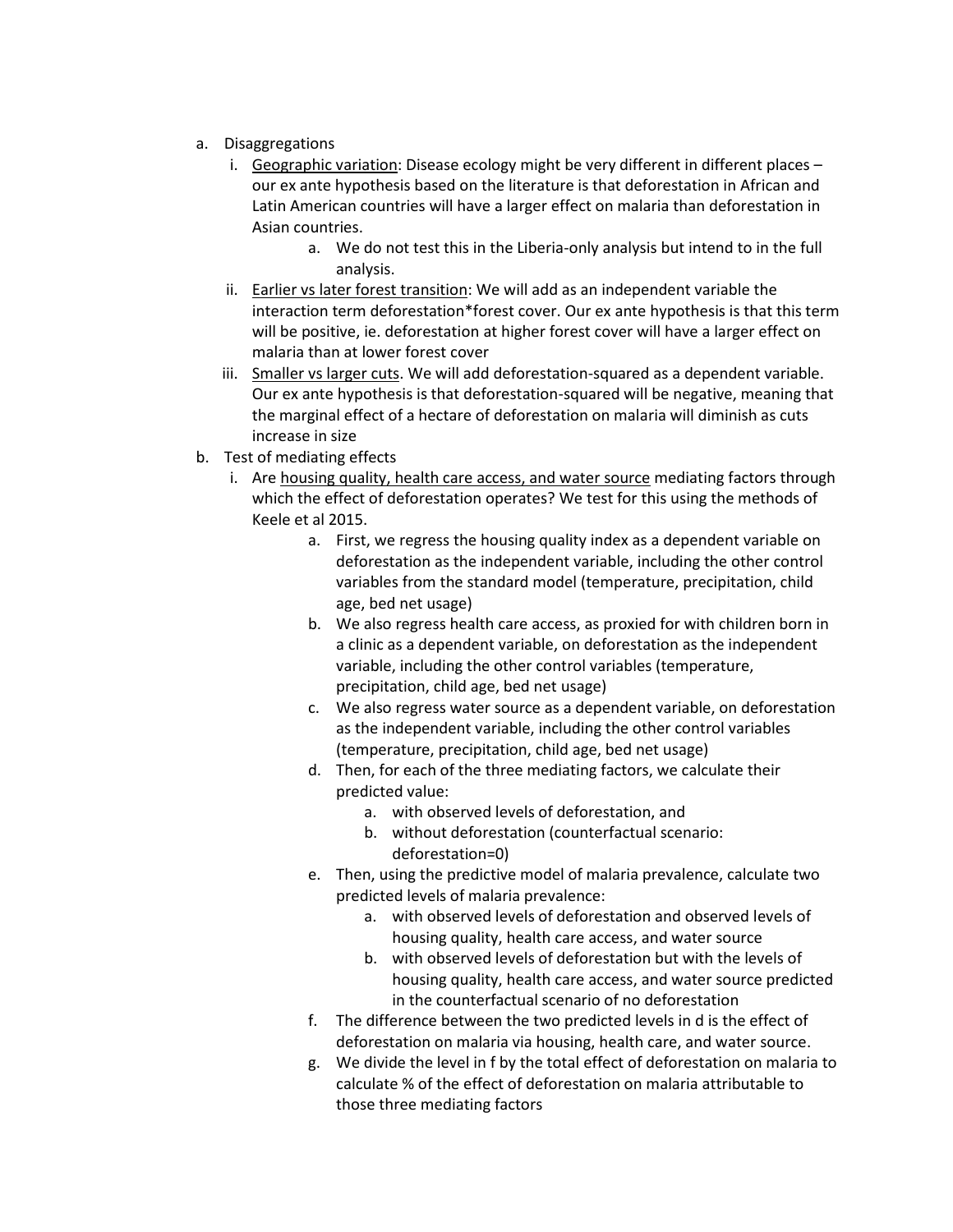a. Disaggregations
   i. <u>Geographic variation</u>: Disease ecology might be very different in different places – our ex ante hypothesis based on the literature is that deforestation in African and Latin American countries will have a larger effect on malaria than deforestation in Asian countries.
      a. We do not test this in the Liberia-only analysis but intend to in the full analysis.
   ii. <u>Earlier vs later forest transition</u>: We will add as an independent variable the interaction term deforestation*forest cover. Our ex ante hypothesis is that this term will be positive, ie. deforestation at higher forest cover will have a larger effect on malaria than at lower forest cover
   iii. <u>Smaller vs larger cuts</u>. We will add deforestation-squared as a dependent variable. Our ex ante hypothesis is that deforestation-squared will be negative, meaning that the marginal effect of a hectare of deforestation on malaria will diminish as cuts increase in size

b. Test of mediating effects
   i. Are <u>housing quality, health care access, and water source</u> mediating factors through which the effect of deforestation operates? We test for this using the methods of Keele et al 2015.
      a. First, we regress the housing quality index as a dependent variable on deforestation as the independent variable, including the other control variables from the standard model (temperature, precipitation, child age, bed net usage)
      b. We also regress health care access, as proxied for with children born in a clinic as a dependent variable, on deforestation as the independent variable, including the other control variables (temperature, precipitation, child age, bed net usage)
      c. We also regress water source as a dependent variable, on deforestation as the independent variable, including the other control variables (temperature, precipitation, child age, bed net usage)
      d. Then, for each of the three mediating factors, we calculate their predicted value:
         a. with observed levels of deforestation, and
         b. without deforestation (counterfactual scenario: deforestation=0)
      e. Then, using the predictive model of malaria prevalence, calculate two predicted levels of malaria prevalence:
         a. with observed levels of deforestation and observed levels of housing quality, health care access, and water source
         b. with observed levels of deforestation but with the levels of housing quality, health care access, and water source predicted in the counterfactual scenario of no deforestation
      f. The difference between the two predicted levels in d is the effect of deforestation on malaria via housing, health care, and water source.
      g. We divide the level in f by the total effect of deforestation on malaria to calculate % of the effect of deforestation on malaria attributable to those three mediating factors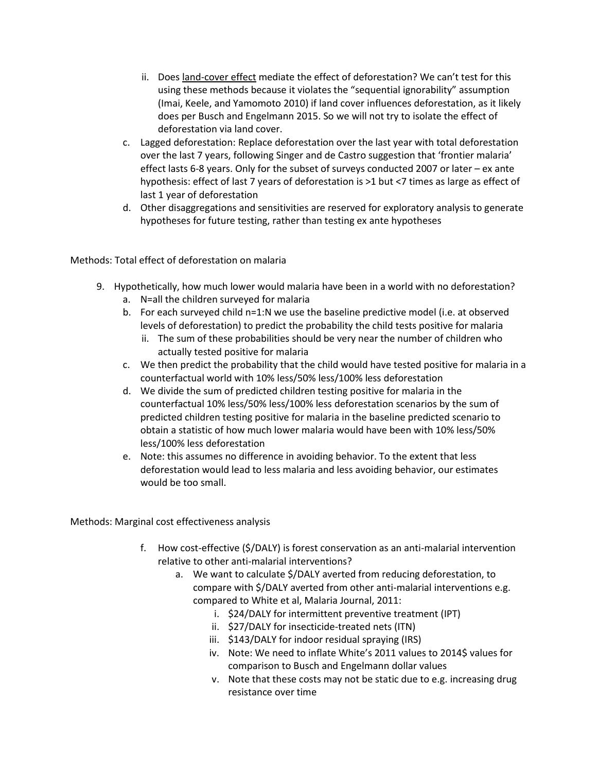ii. Does <u>land-cover effect</u> mediate the effect of deforestation? We can't test for this using these methods because it violates the "sequential ignorability" assumption (Imai, Keele, and Yamomoto 2010) if land cover influences deforestation, as it likely does per Busch and Engelmann 2015. So we will not try to isolate the effect of deforestation via land cover.

c. Lagged deforestation: Replace deforestation over the last year with total deforestation over the last 7 years, following Singer and de Castro suggestion that 'frontier malaria' effect lasts 6-8 years. Only for the subset of surveys conducted 2007 or later – ex ante hypothesis: effect of last 7 years of deforestation is >1 but <7 times as large as effect of last 1 year of deforestation

d. Other disaggregations and sensitivities are reserved for exploratory analysis to generate hypotheses for future testing, rather than testing ex ante hypotheses

Methods: Total effect of deforestation on malaria

9. Hypothetically, how much lower would malaria have been in a world with no deforestation?
   a. N=all the children surveyed for malaria
   b. For each surveyed child n=1:N we use the baseline predictive model (i.e. at observed levels of deforestation) to predict the probability the child tests positive for malaria
      ii. The sum of these probabilities should be very near the number of children who actually tested positive for malaria
   c. We then predict the probability that the child would have tested positive for malaria in a counterfactual world with 10% less/50% less/100% less deforestation
   d. We divide the sum of predicted children testing positive for malaria in the counterfactual 10% less/50% less/100% less deforestation scenarios by the sum of predicted children testing positive for malaria in the baseline predicted scenario to obtain a statistic of how much lower malaria would have been with 10% less/50% less/100% less deforestation
   e. Note: this assumes no difference in avoiding behavior. To the extent that less deforestation would lead to less malaria and less avoiding behavior, our estimates would be too small.

Methods: Marginal cost effectiveness analysis

f. How cost-effective ($/DALY) is forest conservation as an anti-malarial intervention relative to other anti-malarial interventions?
   a. We want to calculate $/DALY averted from reducing deforestation, to compare with $/DALY averted from other anti-malarial interventions e.g. compared to White et al, Malaria Journal, 2011:
      i. $24/DALY for intermittent preventive treatment (IPT)
      ii. $27/DALY for insecticide-treated nets (ITN)
      iii. $143/DALY for indoor residual spraying (IRS)
      iv. Note: We need to inflate White's 2011 values to 2014$ values for comparison to Busch and Engelmann dollar values
      v. Note that these costs may not be static due to e.g. increasing drug resistance over time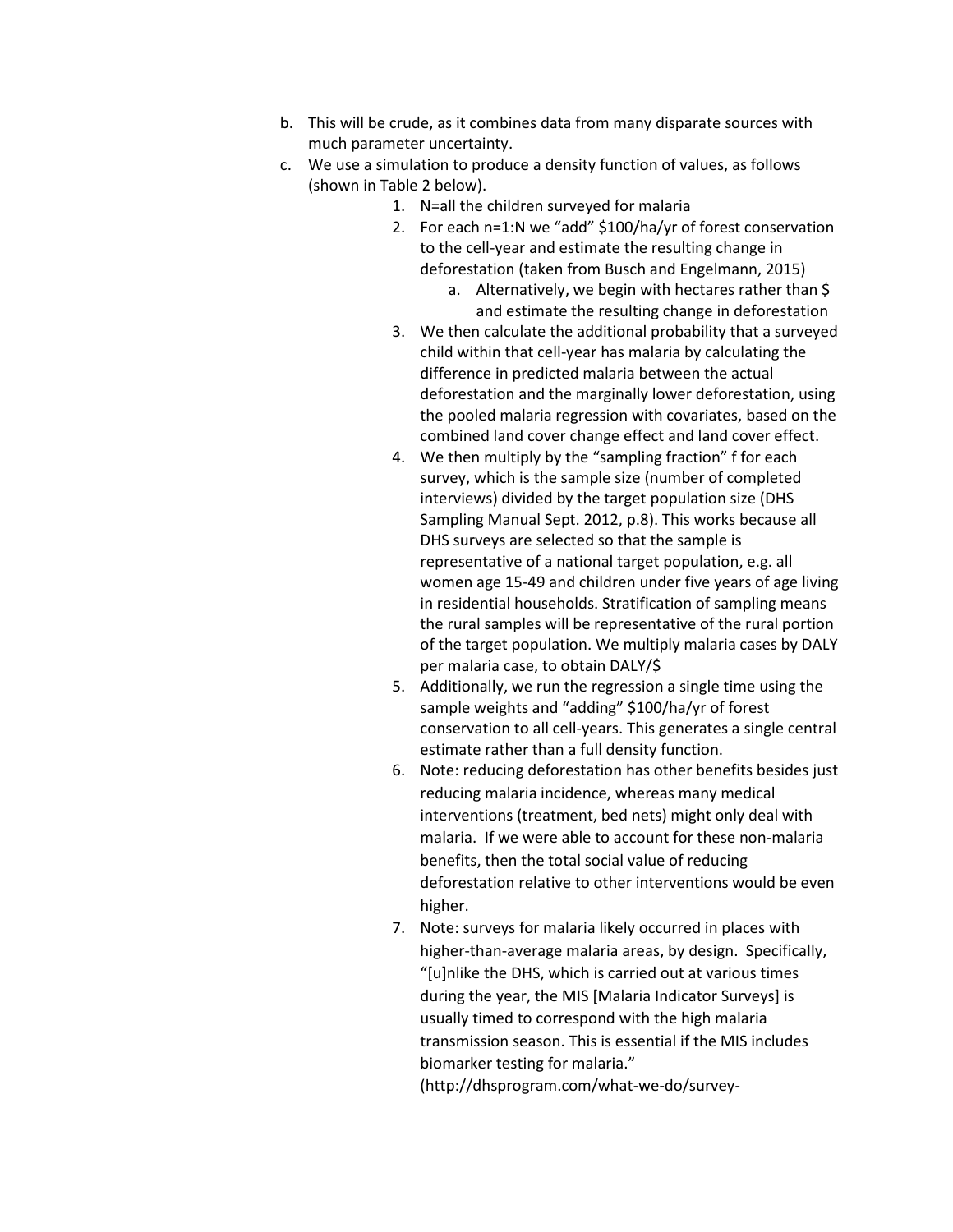b. This will be crude, as it combines data from many disparate sources with much parameter uncertainty.

c. We use a simulation to produce a density function of values, as follows (shown in Table 2 below).

   1. N=all the children surveyed for malaria
   2. For each n=1:N we "add" $100/ha/yr of forest conservation to the cell-year and estimate the resulting change in deforestation (taken from Busch and Engelmann, 2015)
      a. Alternatively, we begin with hectares rather than $ and estimate the resulting change in deforestation
   3. We then calculate the additional probability that a surveyed child within that cell-year has malaria by calculating the difference in predicted malaria between the actual deforestation and the marginally lower deforestation, using the pooled malaria regression with covariates, based on the combined land cover change effect and land cover effect.
   4. We then multiply by the "sampling fraction" f for each survey, which is the sample size (number of completed interviews) divided by the target population size (DHS Sampling Manual Sept. 2012, p.8). This works because all DHS surveys are selected so that the sample is representative of a national target population, e.g. all women age 15-49 and children under five years of age living in residential households. Stratification of sampling means the rural samples will be representative of the rural portion of the target population. We multiply malaria cases by DALY per malaria case, to obtain DALY/$
   5. Additionally, we run the regression a single time using the sample weights and "adding" $100/ha/yr of forest conservation to all cell-years. This generates a single central estimate rather than a full density function.
   6. Note: reducing deforestation has other benefits besides just reducing malaria incidence, whereas many medical interventions (treatment, bed nets) might only deal with malaria. If we were able to account for these non-malaria benefits, then the total social value of reducing deforestation relative to other interventions would be even higher.
   7. Note: surveys for malaria likely occurred in places with higher-than-average malaria areas, by design. Specifically, "[u]nlike the DHS, which is carried out at various times during the year, the MIS [Malaria Indicator Surveys] is usually timed to correspond with the high malaria transmission season. This is essential if the MIS includes biomarker testing for malaria." (http://dhsprogram.com/what-we-do/survey-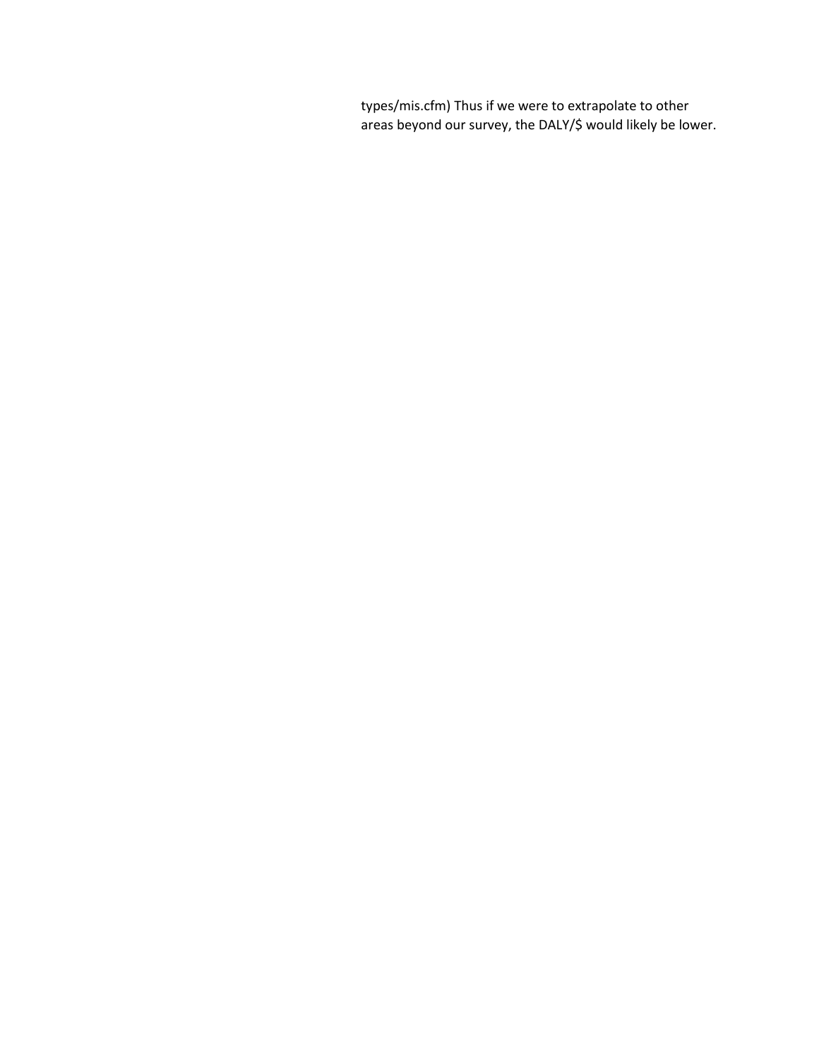types/mis.cfm) Thus if we were to extrapolate to other areas beyond our survey, the DALY/$ would likely be lower.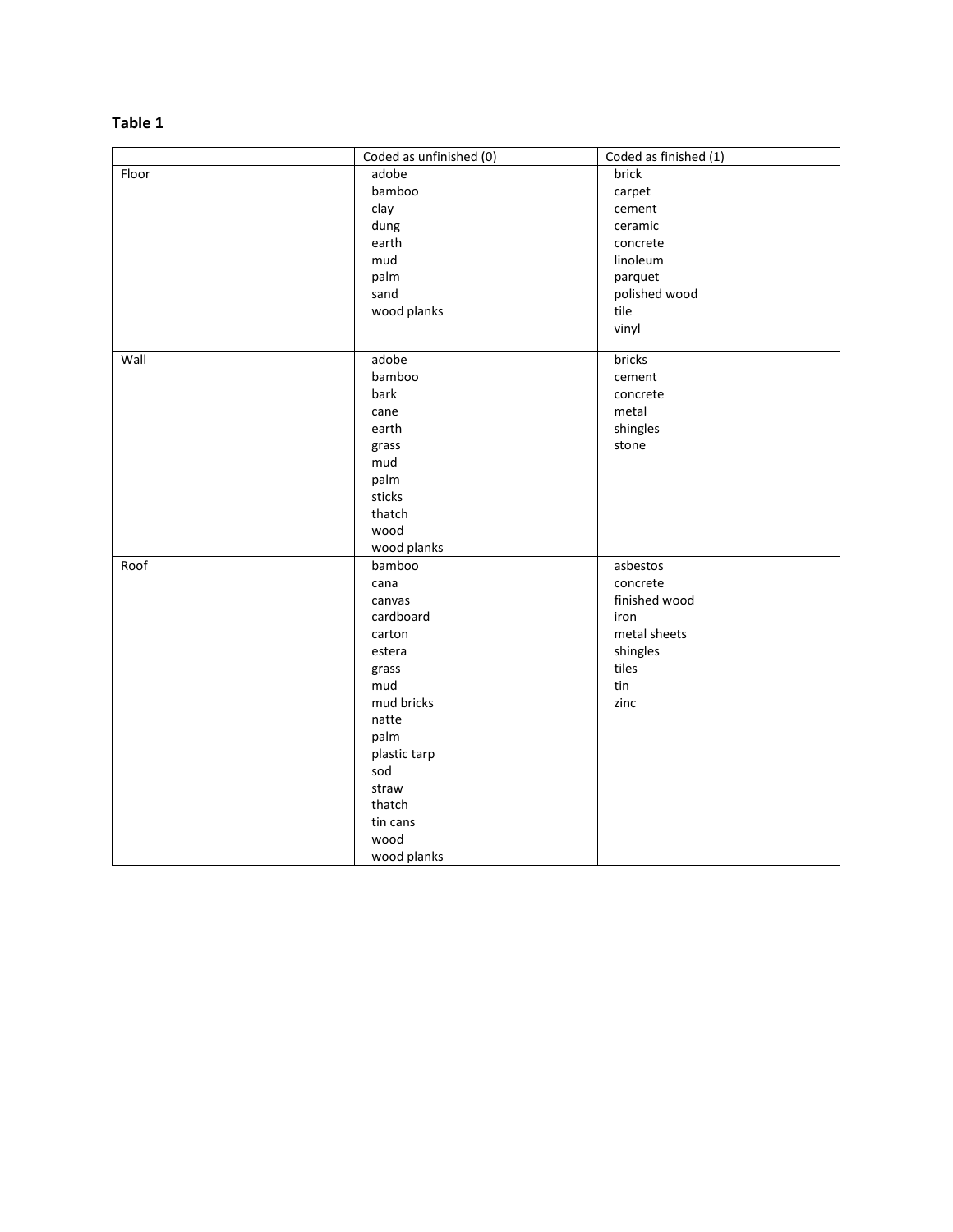**Table 1**

| | Coded as unfinished (0) | Coded as finished (1) |
|---|---|---|
| Floor | adobe<br>bamboo<br>clay<br>dung<br>earth<br>mud<br>palm<br>sand<br>wood planks | brick<br>carpet<br>cement<br>ceramic<br>concrete<br>linoleum<br>parquet<br>polished wood<br>tile<br>vinyl |
| Wall | adobe<br>bamboo<br>bark<br>cane<br>earth<br>grass<br>mud<br>palm<br>sticks<br>thatch<br>wood<br>wood planks | bricks<br>cement<br>concrete<br>metal<br>shingles<br>stone |
| Roof | bamboo<br>cana<br>canvas<br>cardboard<br>carton<br>estera<br>grass<br>mud<br>mud bricks<br>natte<br>palm<br>plastic tarp<br>sod<br>straw<br>thatch<br>tin cans<br>wood<br>wood planks | asbestos<br>concrete<br>finished wood<br>iron<br>metal sheets<br>shingles<br>tiles<br>tin<br>zinc |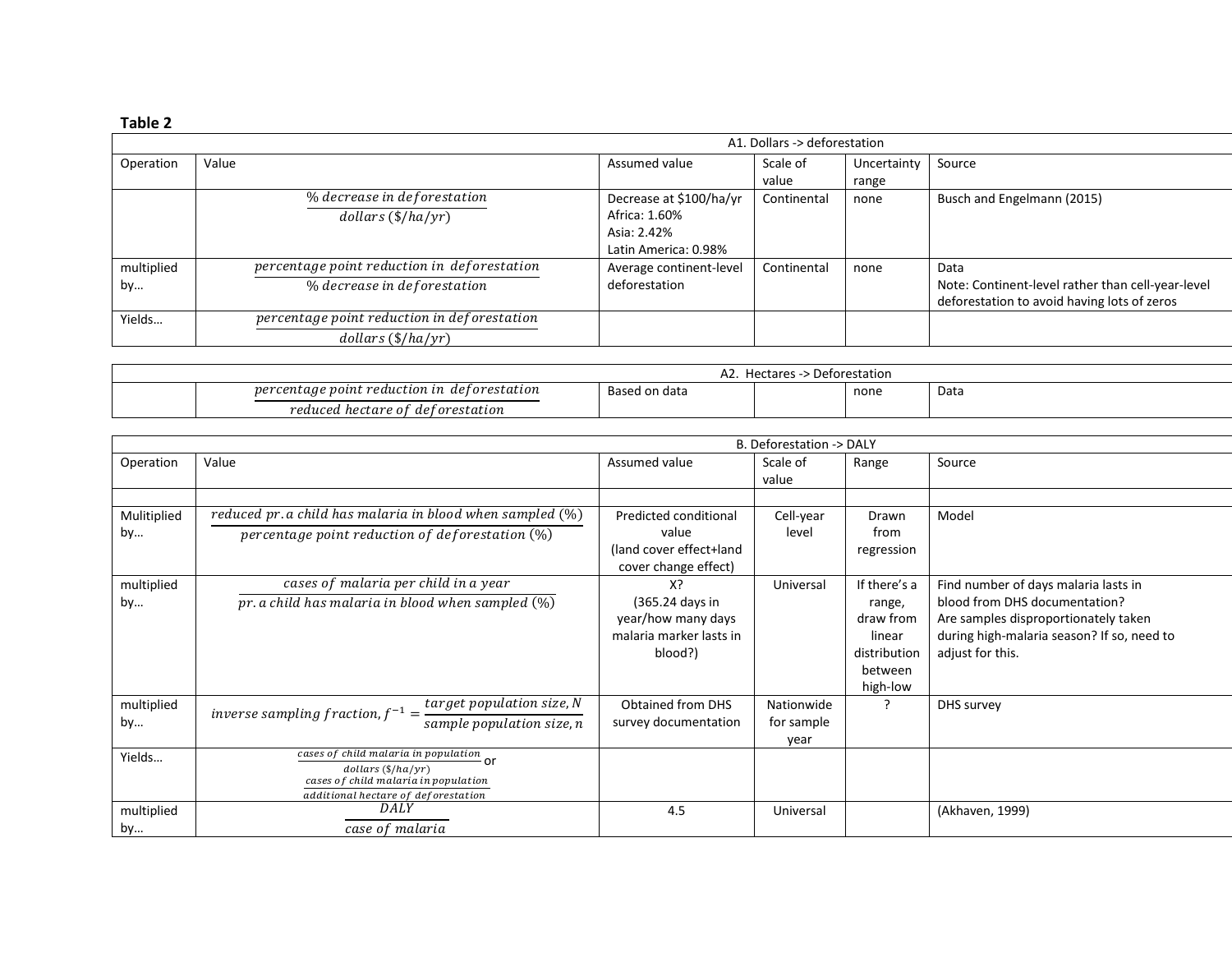**Table 2**

| A1. Dollars -> deforestation | | | | | |
|---|---|---|---|---|---|
| Operation | Value | Assumed value | Scale of value | Uncertainty range | Source |
| | $\frac{\%\ decrease\ in\ deforestation}{dollars\ (\$/ha/yr)}$ | Decrease at $100/ha/yr<br>Africa: 1.60%<br>Asia: 2.42%<br>Latin America: 0.98% | Continental | none | Busch and Engelmann (2015) |
| multiplied by… | $\frac{percentage\ point\ reduction\ in\ deforestation}{\%\ decrease\ in\ deforestation}$ | Average continent-level deforestation | Continental | none | Data<br>Note: Continent-level rather than cell-year-level deforestation to avoid having lots of zeros |
| Yields… | $\frac{percentage\ point\ reduction\ in\ deforestation}{dollars\ (\$/ha/yr)}$ | | | | |

| A2. Hectares -> Deforestation | | | | | |
|---|---|---|---|---|---|
| | $\frac{percentage\ point\ reduction\ in\ deforestation}{reduced\ hectare\ of\ deforestation}$ | Based on data | | none | Data |

| B. Deforestation -> DALY | | | | | |
|---|---|---|---|---|---|
| Operation | Value | Assumed value | Scale of value | Range | Source |
| | | | | | |
| Mulitiplied by… | $\frac{reduced\ pr.a\ child\ has\ malaria\ in\ blood\ when\ sampled\ (\%)}{percentage\ point\ reduction\ of\ deforestation\ (\%)}$ | Predicted conditional value (land cover effect+land cover change effect) | Cell-year level | Drawn from regression | Model |
| multiplied by… | $\frac{cases\ of\ malaria\ per\ child\ in\ a\ year}{pr.a\ child\ has\ malaria\ in\ blood\ when\ sampled\ (\%)}$ | X? (365.24 days in year/how many days malaria marker lasts in blood?) | Universal | If there's a range, draw from linear distribution between high-low | Find number of days malaria lasts in blood from DHS documentation?<br>Are samples disproportionately taken during high-malaria season? If so, need to adjust for this. |
| multiplied by… | $inverse\ sampling\ fraction, f^{-1} = \frac{target\ population\ size, N}{sample\ population\ size, n}$ | Obtained from DHS survey documentation | Nationwide for sample year | ? | DHS survey |
| Yields… | $\frac{cases\ of\ child\ malaria\ in\ population}{dollars\ (\$/ha/yr)}$ or $\frac{cases\ of\ child\ malaria\ in\ population}{additional\ hectare\ of\ deforestation}$ | | | | |
| multiplied by… | $\frac{DALY}{case\ of\ malaria}$ | 4.5 | Universal | | (Akhaven, 1999) |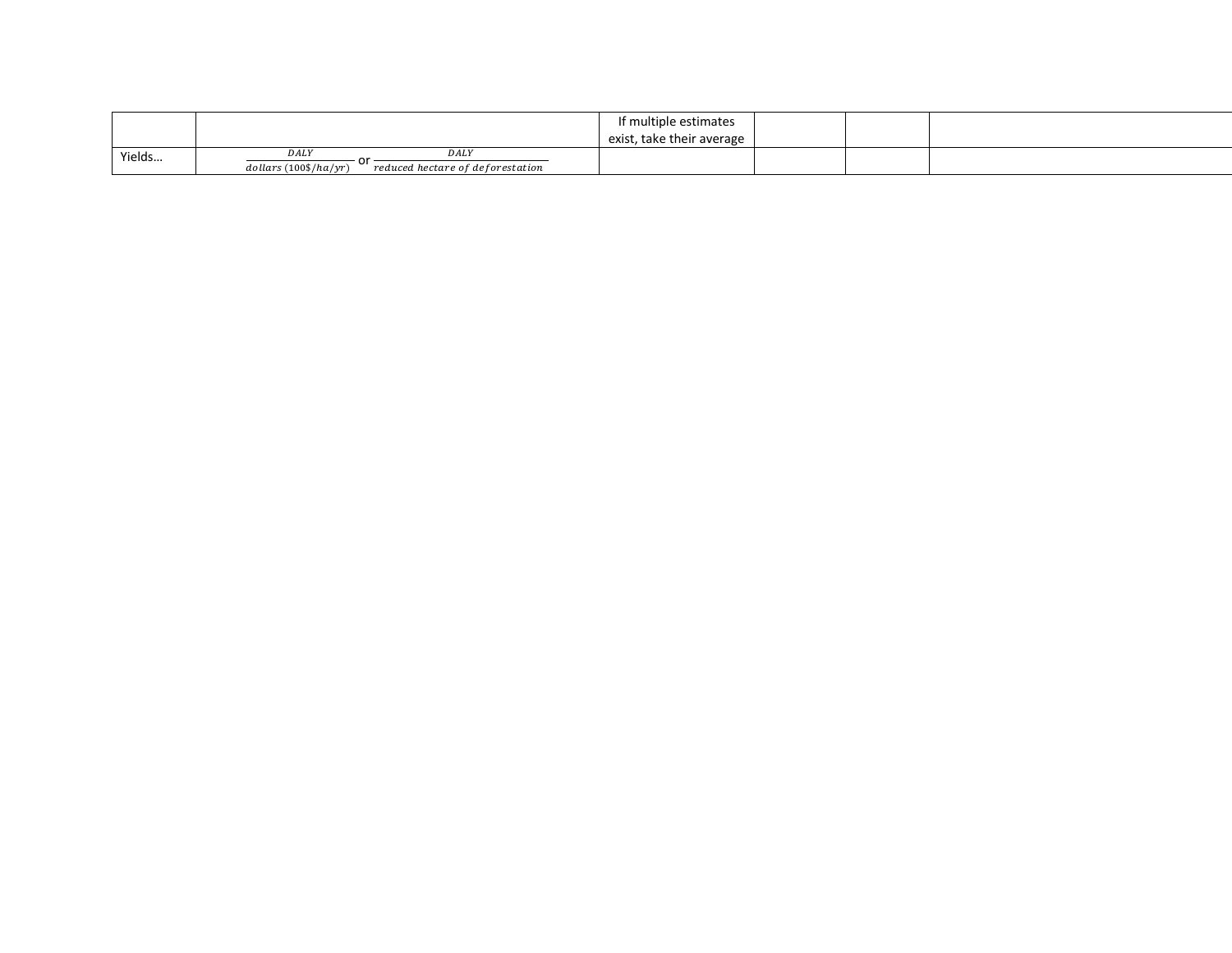| | | | | | |
|---|---|---|---|---|---|
| | | If multiple estimates exist, take their average | | | |
| Yields… | $\frac{DALY}{dollars\ (100\$/ha/yr)}$ or $\frac{DALY}{reduced\ hectare\ of\ deforestation}$ | | | | |